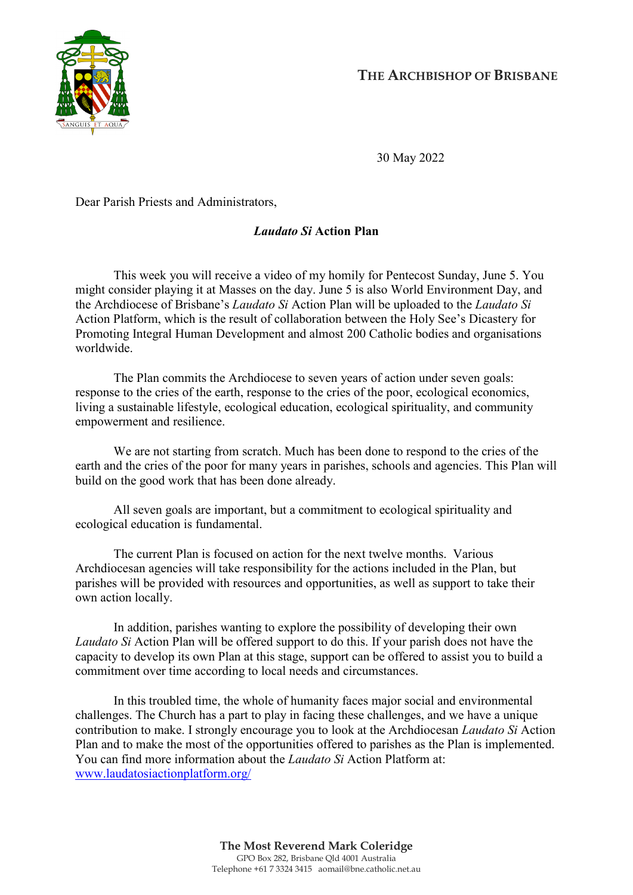**THE ARCHBISHOP OF BRISBANE**

30 May 2022

Dear Parish Priests and Administrators,

***Laudato Si* Action Plan**

This week you will receive a video of my homily for Pentecost Sunday, June 5. You might consider playing it at Masses on the day. June 5 is also World Environment Day, and the Archdiocese of Brisbane's *Laudato Si* Action Plan will be uploaded to the *Laudato Si* Action Platform, which is the result of collaboration between the Holy See's Dicastery for Promoting Integral Human Development and almost 200 Catholic bodies and organisations worldwide.

The Plan commits the Archdiocese to seven years of action under seven goals: response to the cries of the earth, response to the cries of the poor, ecological economics, living a sustainable lifestyle, ecological education, ecological spirituality, and community empowerment and resilience.

We are not starting from scratch. Much has been done to respond to the cries of the earth and the cries of the poor for many years in parishes, schools and agencies. This Plan will build on the good work that has been done already.

All seven goals are important, but a commitment to ecological spirituality and ecological education is fundamental.

The current Plan is focused on action for the next twelve months. Various Archdiocesan agencies will take responsibility for the actions included in the Plan, but parishes will be provided with resources and opportunities, as well as support to take their own action locally.

In addition, parishes wanting to explore the possibility of developing their own *Laudato Si* Action Plan will be offered support to do this. If your parish does not have the capacity to develop its own Plan at this stage, support can be offered to assist you to build a commitment over time according to local needs and circumstances.

In this troubled time, the whole of humanity faces major social and environmental challenges. The Church has a part to play in facing these challenges, and we have a unique contribution to make. I strongly encourage you to look at the Archdiocesan *Laudato Si* Action Plan and to make the most of the opportunities offered to parishes as the Plan is implemented. You can find more information about the *Laudato Si* Action Platform at: [www.laudatosiactionplatform.org/](www.laudatosiactionplatform.org/)

**The Most Reverend Mark Coleridge**
GPO Box 282, Brisbane Qld 4001 Australia
Telephone +61 7 3324 3415 aomail@bne.catholic.net.au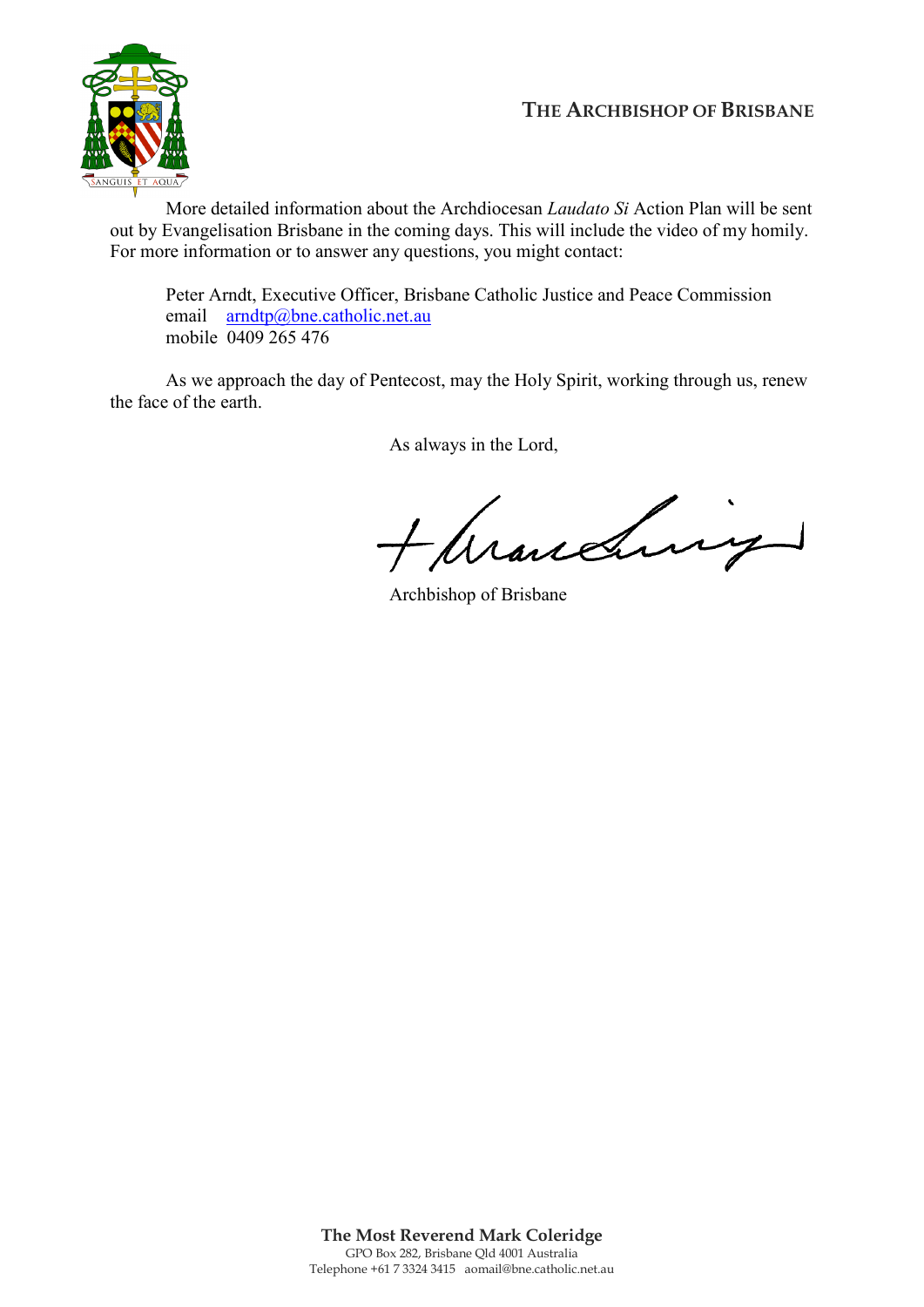THE ARCHBISHOP OF BRISBANE

More detailed information about the Archdiocesan *Laudato Si* Action Plan will be sent out by Evangelisation Brisbane in the coming days. This will include the video of my homily. For more information or to answer any questions, you might contact:

Peter Arndt, Executive Officer, Brisbane Catholic Justice and Peace Commission
email arndtp@bne.catholic.net.au
mobile 0409 265 476

As we approach the day of Pentecost, may the Holy Spirit, working through us, renew the face of the earth.

As always in the Lord,

Archbishop of Brisbane

**The Most Reverend Mark Coleridge**
GPO Box 282, Brisbane Qld 4001 Australia
Telephone +61 7 3324 3415 aomail@bne.catholic.net.au